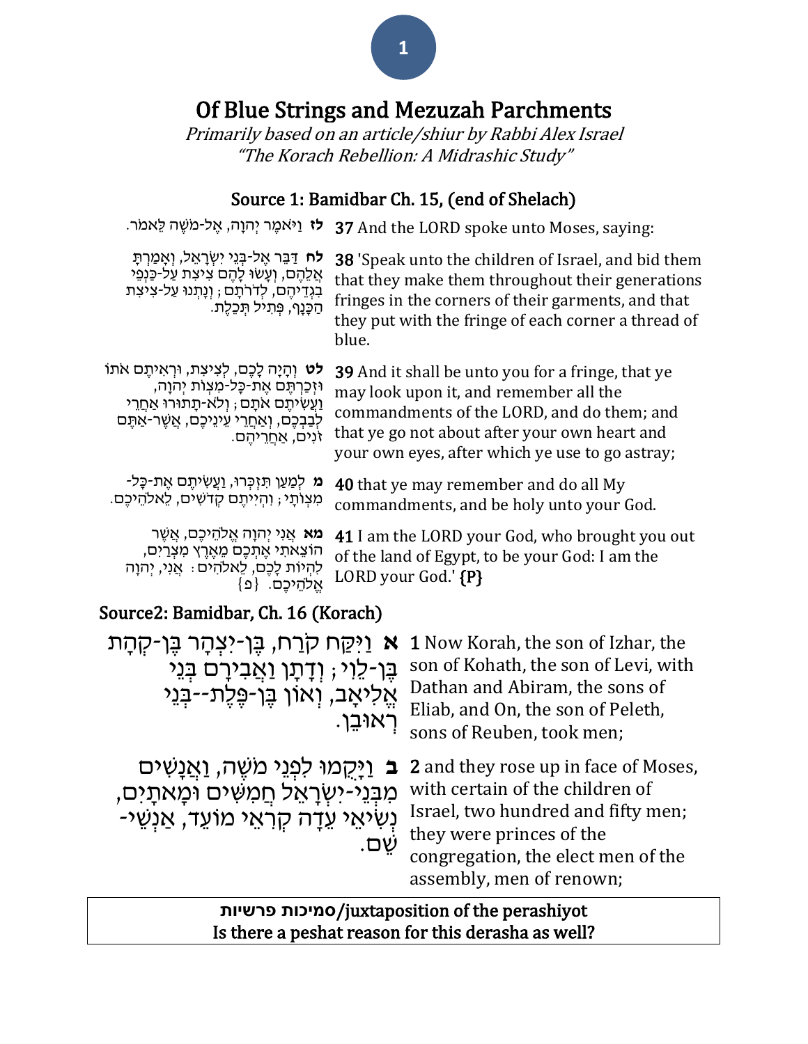# Of Blue Strings and Mezuzah Parchments

*Primarily based on an article/shiur by Rabbi Alex Israel "The Korach Rebellion: A Midrashic Study"*

## Source 1: Bamidbar Ch. 15, (end of Shelach)

| | |
|---|---|
| **לז** וַיֹּאמֶר יְהוָה, אֶל-מֹשֶׁה לֵּאמֹר. | **37** And the LORD spoke unto Moses, saying: |
| **לח** דַּבֵּר אֶל-בְּנֵי יִשְׂרָאֵל, וְאָמַרְתָּ אֲלֵהֶם, וְעָשׂוּ לָהֶם צִיצִת עַל-כַּנְפֵי בִגְדֵיהֶם, לְדֹרֹתָם; וְנָתְנוּ עַל-צִיצִת הַכָּנָף, פְּתִיל תְּכֵלֶת. | **38** 'Speak unto the children of Israel, and bid them that they make them throughout their generations fringes in the corners of their garments, and that they put with the fringe of each corner a thread of blue. |
| **לט** וְהָיָה לָכֶם, לְצִיצִת, וּרְאִיתֶם אֹתוֹ וּזְכַרְתֶּם אֶת-כָּל-מִצְוֹת יְהוָה, וַעֲשִׂיתֶם אֹתָם; וְלֹא-תָתוּרוּ אַחֲרֵי לְבַבְכֶם, וְאַחֲרֵי עֵינֵיכֶם, אֲשֶׁר-אַתֶּם זֹנִים, אַחֲרֵיהֶם. | **39** And it shall be unto you for a fringe, that ye may look upon it, and remember all the commandments of the LORD, and do them; and that ye go not about after your own heart and your own eyes, after which ye use to go astray; |
| **מ** לְמַעַן תִּזְכְּרוּ, וַעֲשִׂיתֶם אֶת-כָּל-מִצְוֹתָי; וִהְיִיתֶם קְדֹשִׁים, לֵאלֹהֵיכֶם. | **40** that ye may remember and do all My commandments, and be holy unto your God. |
| **מא** אֲנִי יְהוָה אֱלֹהֵיכֶם, אֲשֶׁר הוֹצֵאתִי אֶתְכֶם מֵאֶרֶץ מִצְרַיִם, לִהְיוֹת לָכֶם, לֵאלֹהִים: אֲנִי, יְהוָה אֱלֹהֵיכֶם. {פ} | **41** I am the LORD your God, who brought you out of the land of Egypt, to be your God: I am the LORD your God.' **{P}** |

## Source2: Bamidbar, Ch. 16 (Korach)

| | |
|---|---|
| **א** וַיִּקַּח קֹרַח, בֶּן-יִצְהָר בֶּן-קְהָת בֶּן-לֵוִי; וְדָתָן וַאֲבִירָם בְּנֵי אֱלִיאָב, וְאוֹן בֶּן-פֶּלֶת--בְּנֵי רְאוּבֵן. | **1** Now Korah, the son of Izhar, the son of Kohath, the son of Levi, with Dathan and Abiram, the sons of Eliab, and On, the son of Peleth, sons of Reuben, took men; |
| **ב** וַיָּקֻמוּ לִפְנֵי מֹשֶׁה, וַאֲנָשִׁים מִבְּנֵי-יִשְׂרָאֵל חֲמִשִּׁים וּמָאתָיִם, נְשִׂיאֵי עֵדָה קְרִאֵי מוֹעֵד, אַנְשֵׁי-שֵׁם. | **2** and they rose up in face of Moses, with certain of the children of Israel, two hundred and fifty men; they were princes of the congregation, the elect men of the assembly, men of renown; |

**סמיכות פרשיות/juxtaposition of the perashiyot**
**Is there a peshat reason for this derasha as well?**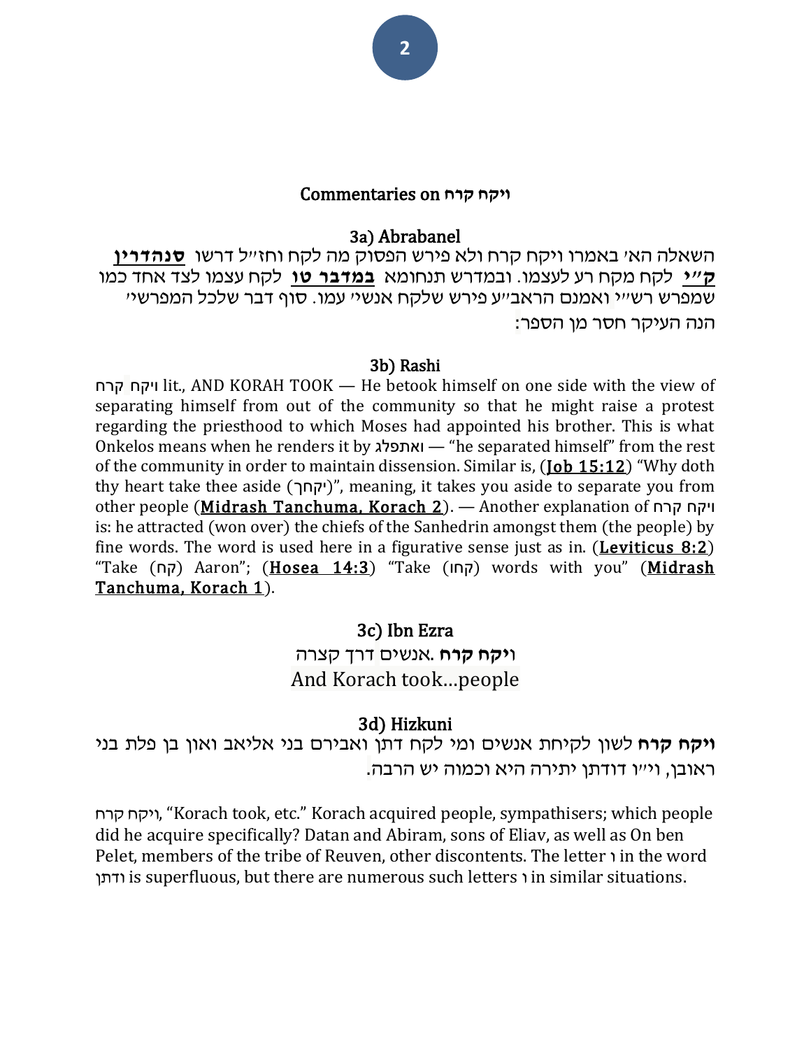## Commentaries on ויקח קרח

### 3a) Abrabanel

השאלה הא׳ באמרו ויקח קרח ולא פירש הפסוק מה לקח וחז״ל דרשו **סנהדרין ק״י** לקח מקח רע לעצמו. ובמדרש תנחומא **במדבר טו** לקח עצמו לצד אחד כמו שמפרש רש״י ואמנם הראב״ע פירש שלקח אנשי׳ עמו. סוף דבר שלכל המפרשי׳ הנה העיקר חסר מן הספר:

### 3b) Rashi

ויקח קרח lit., AND KORAH TOOK — He betook himself on one side with the view of separating himself from out of the community so that he might raise a protest regarding the priesthood to which Moses had appointed his brother. This is what Onkelos means when he renders it by ואתפלג — "he separated himself" from the rest of the community in order to maintain dissension. Similar is, (**Job 15:12**) "Why doth thy heart take thee aside (יקחך)", meaning, it takes you aside to separate you from other people (**Midrash Tanchuma, Korach 2**). — Another explanation of ויקח קרח is: he attracted (won over) the chiefs of the Sanhedrin amongst them (the people) by fine words. The word is used here in a figurative sense just as in. (**Leviticus 8:2**) "Take (קח) Aaron"; (**Hosea 14:3**) "Take (קחו) words with you" (**Midrash Tanchuma, Korach 1**).

### 3c) Ibn Ezra

**ויקח קרח** .אנשים דרך קצרה

And Korach took…people

### 3d) Hizkuni

**ויקח קרח** לשון לקיחת אנשים ומי לקח דתן ואבירם בני אליאב ואון בן פלת בני ראובן, וי״ו דודתן יתירה היא וכמוה יש הרבה.

ויקח קרח, "Korach took, etc." Korach acquired people, sympathisers; which people did he acquire specifically? Datan and Abiram, sons of Eliav, as well as On ben Pelet, members of the tribe of Reuven, other discontents. The letter ו in the word ודתן is superfluous, but there are numerous such letters ו in similar situations.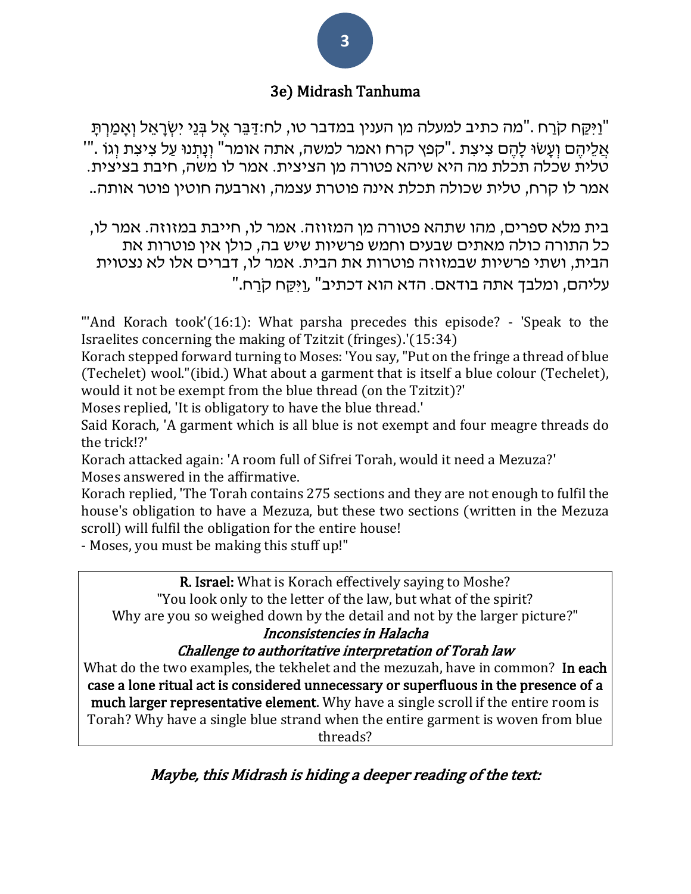## 3e) Midrash Tanhuma

"וַיִּקַּח קֹרַח ."מה כתיב למעלה מן הענין במדבר טו, לח:דַּבֵּר אֶל בְּנֵי יִשְׂרָאֵל וְאָמַרְתָּ אֲלֵיהֶם וְעָשׂוּ לָהֶם צִיצִת ."קפץ קרח ואמר למשה, אתה אומר" וְנָתְנוּ עַל צִיצִת וְגוֹ ."' טלית שכלה תכלת מה היא שיהא פטורה מן הציצית. אמר לו משה, חיבת בציצית. אמר לו קרח, טלית שכולה תכלת אינה פוטרת עצמה, וארבעה חוטין פוטר אותה..

בית מלא ספרים, מהו שתהא פטורה מן המזוזה. אמר לו, חייבת במזוזה. אמר לו, כל התורה כולה מאתים שבעים וחמש פרשיות שיש בה, כולן אין פוטרות את הבית, ושתי פרשיות שבמזוזה פוטרות את הבית. אמר לו, דברים אלו לא נצטוית עליהם, ומלבך אתה בודאם. הדא הוא דכתיב" ,וַיִּקַּח קֹרַח."

"'And Korach took'(16:1): What parsha precedes this episode? - 'Speak to the Israelites concerning the making of Tzitzit (fringes).'(15:34)
Korach stepped forward turning to Moses: 'You say, "Put on the fringe a thread of blue (Techelet) wool."(ibid.) What about a garment that is itself a blue colour (Techelet), would it not be exempt from the blue thread (on the Tzitzit)?'
Moses replied, 'It is obligatory to have the blue thread.'
Said Korach, 'A garment which is all blue is not exempt and four meagre threads do the trick!?'
Korach attacked again: 'A room full of Sifrei Torah, would it need a Mezuza?'
Moses answered in the affirmative.
Korach replied, 'The Torah contains 275 sections and they are not enough to fulfil the house's obligation to have a Mezuza, but these two sections (written in the Mezuza scroll) will fulfil the obligation for the entire house!
- Moses, you must be making this stuff up!"

**R. Israel:** What is Korach effectively saying to Moshe?
"You look only to the letter of the law, but what of the spirit?
Why are you so weighed down by the detail and not by the larger picture?"

*Inconsistencies in Halacha*

*Challenge to authoritative interpretation of Torah law*

What do the two examples, the tekhelet and the mezuzah, have in common? **In each case a lone ritual act is considered unnecessary or superfluous in the presence of a much larger representative element**. Why have a single scroll if the entire room is Torah? Why have a single blue strand when the entire garment is woven from blue threads?

*Maybe, this Midrash is hiding a deeper reading of the text:*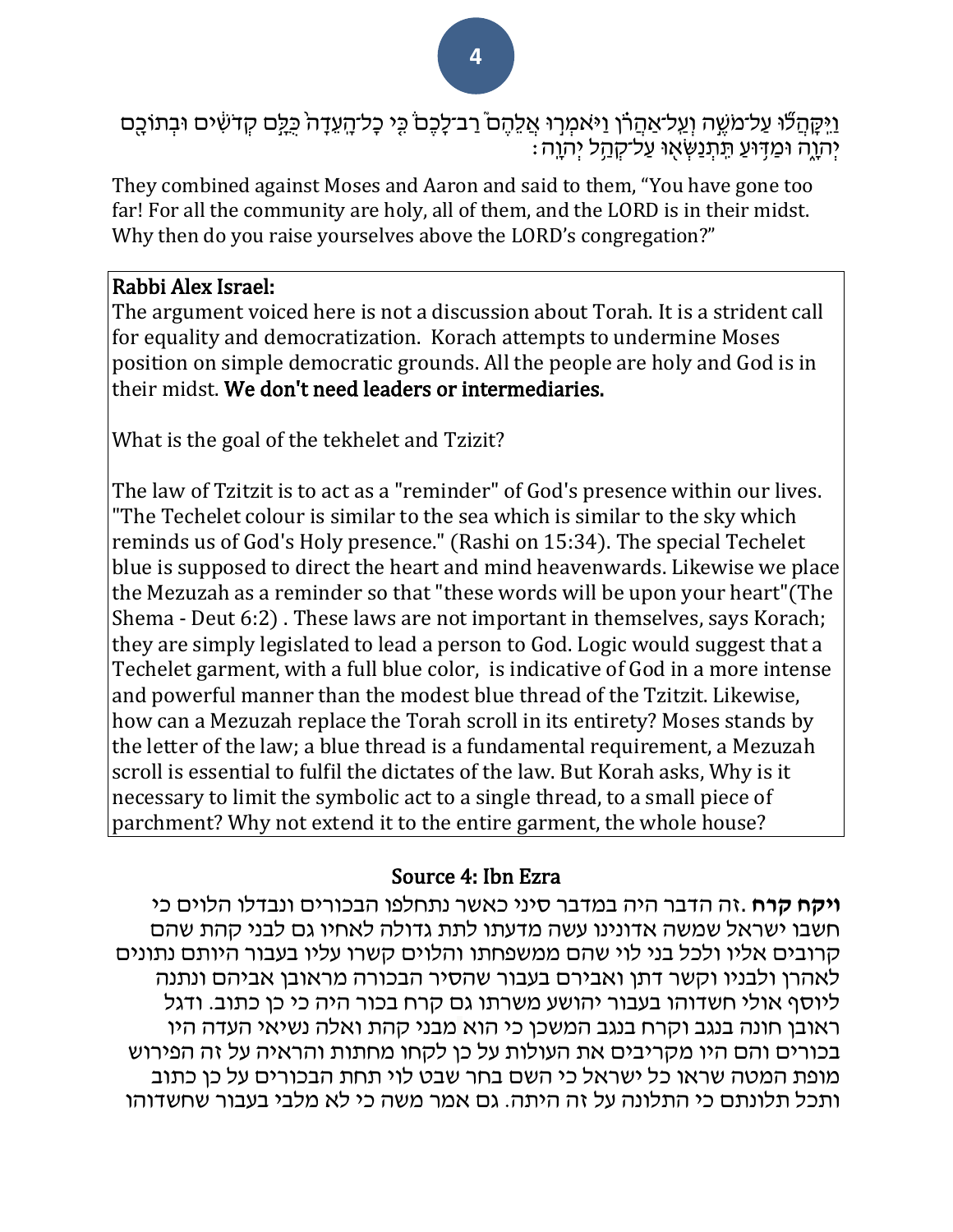וַיִּקָּהֲל֞וּ עַל־מֹשֶׁ֣ה וְעַֽל־אַהֲרֹ֗ן וַיֹּאמְר֣וּ אֲלֵהֶם֮ רַב־לָכֶם֒ כִּ֤י כָל־הָֽעֵדָה֙ כֻּלָּ֣ם קְדֹשִׁ֔ים וּבְתוֹכָ֖ם יְהֹוָ֑ה וּמַדּ֥וּעַ תִּֽתְנַשְּׂא֖וּ עַל־קְהַ֥ל יְהֹוָֽה׃

They combined against Moses and Aaron and said to them, "You have gone too far! For all the community are holy, all of them, and the LORD is in their midst. Why then do you raise yourselves above the LORD's congregation?"

**Rabbi Alex Israel:**

The argument voiced here is not a discussion about Torah. It is a strident call for equality and democratization. Korach attempts to undermine Moses position on simple democratic grounds. All the people are holy and God is in their midst. **We don't need leaders or intermediaries.**

What is the goal of the tekhelet and Tzizit?

The law of Tzitzit is to act as a "reminder" of God's presence within our lives. "The Techelet colour is similar to the sea which is similar to the sky which reminds us of God's Holy presence." (Rashi on 15:34). The special Techelet blue is supposed to direct the heart and mind heavenwards. Likewise we place the Mezuzah as a reminder so that "these words will be upon your heart"(The Shema - Deut 6:2) . These laws are not important in themselves, says Korach; they are simply legislated to lead a person to God. Logic would suggest that a Techelet garment, with a full blue color, is indicative of God in a more intense and powerful manner than the modest blue thread of the Tzitzit. Likewise, how can a Mezuzah replace the Torah scroll in its entirety? Moses stands by the letter of the law; a blue thread is a fundamental requirement, a Mezuzah scroll is essential to fulfil the dictates of the law. But Korah asks, Why is it necessary to limit the symbolic act to a single thread, to a small piece of parchment? Why not extend it to the entire garment, the whole house?

## Source 4: Ibn Ezra

**ויקח קרח**. זה הדבר היה במדבר סיני כאשר נתחלפו הבכורים ונבדלו הלוים כי חשבו ישראל שמשה אדונינו עשה מדעתו לתת גדולה לאחיו גם לבני קהת שהם קרובים אליו ולכל בני לוי שהם ממשפחתו והלוים קשרו עליו בעבור היותם נתונים לאהרן ולבניו וקשר דתן ואבירם בעבור שהסיר הבכורה מראובן אביהם ונתנה ליוסף אולי חשדוהו בעבור יהושע משרתו גם קרח בכור היה כי כן כתוב. ודגל ראובן חונה בנגב וקרח בנגב המשכן כי הוא מבני קהת ואלה נשיאי העדה היו בכורים והם היו מקריבים את העולות על כן לקחו מחתות והראיה על זה הפירוש מופת המטה שראו כל ישראל כי השם בחר שבט לוי תחת הבכורים על כן כתוב ותכל תלונתם כי התלונה על זה היתה. גם אמר משה כי לא מלבי בעבור שחשדוהו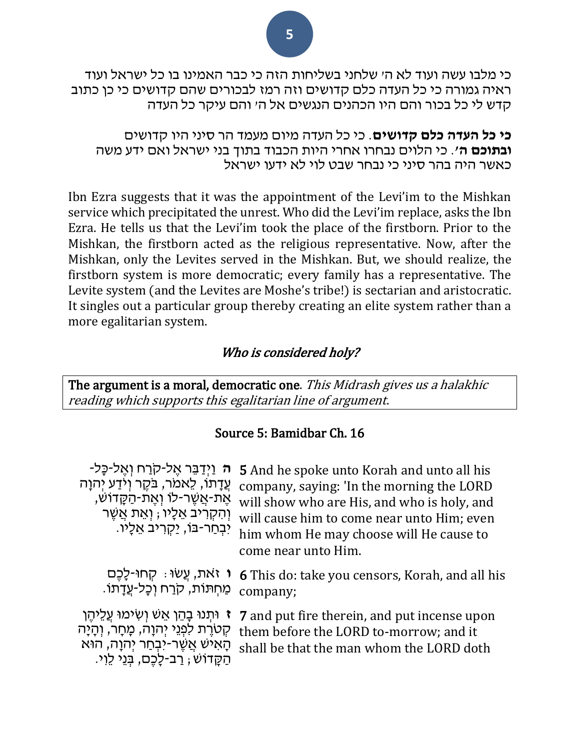כי מלבו עשה ועוד לא ה' שלחני בשליחות הזה כי כבר האמינו בו כל ישראל ועוד ראיה גמורה כי כל העדה כלם קדושים וזה רמז לבכורים שהם קדושים כי כן כתוב קדש לי כל בכור והם היו הכהנים הנגשים אל ה' והם עיקר כל העדה

**כי כל העדה כלם קדושים**. כי כל העדה מיום מעמד הר סיני היו קדושים **ובתוכם ה'**. כי הלוים נבחרו אחרי היות הכבוד בתוך בני ישראל ואם ידע משה כאשר היה בהר סיני כי נבחר שבט לוי לא ידעו ישראל

Ibn Ezra suggests that it was the appointment of the Levi'im to the Mishkan service which precipitated the unrest. Who did the Levi'im replace, asks the Ibn Ezra. He tells us that the Levi'im took the place of the firstborn. Prior to the Mishkan, the firstborn acted as the religious representative. Now, after the Mishkan, only the Levites served in the Mishkan. But, we should realize, the firstborn system is more democratic; every family has a representative. The Levite system (and the Levites are Moshe's tribe!) is sectarian and aristocratic. It singles out a particular group thereby creating an elite system rather than a more egalitarian system.

## *Who is considered holy?*

**The argument is a moral, democratic one**. *This Midrash gives us a halakhic reading which supports this egalitarian line of argument*.

### Source 5: Bamidbar Ch. 16

| | |
|---|---|
| **ה** וַיְדַבֵּר אֶל-קֹרַח וְאֶל-כָּל-עֲדָתוֹ, לֵאמֹר, בֹּקֶר וְיֹדַע יְהוָה אֶת-אֲשֶׁר-לוֹ וְאֶת-הַקָּדוֹשׁ, וְהִקְרִיב אֵלָיו; וְאֵת אֲשֶׁר יִבְחַר-בּוֹ, יַקְרִיב אֵלָיו. | **5** And he spoke unto Korah and unto all his company, saying: 'In the morning the LORD will show who are His, and who is holy, and will cause him to come near unto Him; even him whom He may choose will He cause to come near unto Him. |
| **ו** זֹאת, עֲשׂוּ: קְחוּ-לָכֶם מַחְתּוֹת, קֹרַח וְכָל-עֲדָתוֹ. | **6** This do: take you censors, Korah, and all his company; |
| **ז** וּתְנוּ בָהֵן אֵשׁ וְשִׂימוּ עֲלֵיהֶן קְטֹרֶת לִפְנֵי יְהוָה, מָחָר, וְהָיָה הָאִישׁ אֲשֶׁר-יִבְחַר יְהוָה, הוּא הַקָּדוֹשׁ; רַב-לָכֶם, בְּנֵי לֵוִי. | **7** and put fire therein, and put incense upon them before the LORD to-morrow; and it shall be that the man whom the LORD doth |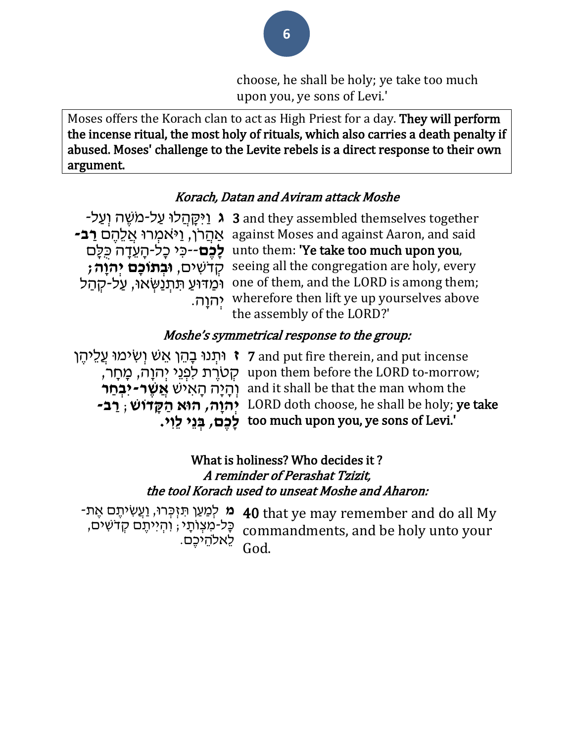choose, he shall be holy; ye take too much upon you, ye sons of Levi.'

> Moses offers the Korach clan to act as High Priest for a day. **They will perform the incense ritual, the most holy of rituals, which also carries a death penalty if abused. Moses' challenge to the Levite rebels is a direct response to their own argument.**

### *Korach, Datan and Aviram attack Moshe*

| | |
|---|---|
| **ג** וַיִּקָּהֲלוּ עַל-מֹשֶׁה וְעַל-אַהֲרֹן, וַיֹּאמְרוּ אֲלֵהֶם **רַב-לָכֶם**--כִּי כָל-הָעֵדָה כֻּלָּם קְדֹשִׁים, **וּבְתוֹכָם יְהוָה;** וּמַדּוּעַ תִּתְנַשְּׂאוּ, עַל-קְהַל יְהוָה. | **3** and they assembled themselves together against Moses and against Aaron, and said unto them: **'Ye take too much upon you**, seeing all the congregation are holy, every one of them, and the LORD is among them; wherefore then lift ye up yourselves above the assembly of the LORD?' |

### *Moshe's symmetrical response to the group:*

| | |
|---|---|
| **ז** וּתְנוּ בָהֵן אֵשׁ וְשִׂימוּ עֲלֵיהֶן קְטֹרֶת לִפְנֵי יְהוָה, מָחָר, וְהָיָה הָאִישׁ **אֲשֶׁר-יִבְחַר יְהוָה, הוּא הַקָּדוֹשׁ**; **רַב-לָכֶם, בְּנֵי לֵוִי.** | **7** and put fire therein, and put incense upon them before the LORD to-morrow; and it shall be that the man whom the LORD doth choose, he shall be holy; **ye take too much upon you, ye sons of Levi.'** |

### What is holiness? Who decides it ?
### *A reminder of Perashat Tzizit, the tool Korach used to unseat Moshe and Aharon:*

| | |
|---|---|
| **מ** לְמַעַן תִּזְכְּרוּ, וַעֲשִׂיתֶם אֶת-כָּל-מִצְוֹתָי; וִהְיִיתֶם קְדֹשִׁים, לֵאלֹהֵיכֶם. | **40** that ye may remember and do all My commandments, and be holy unto your God. |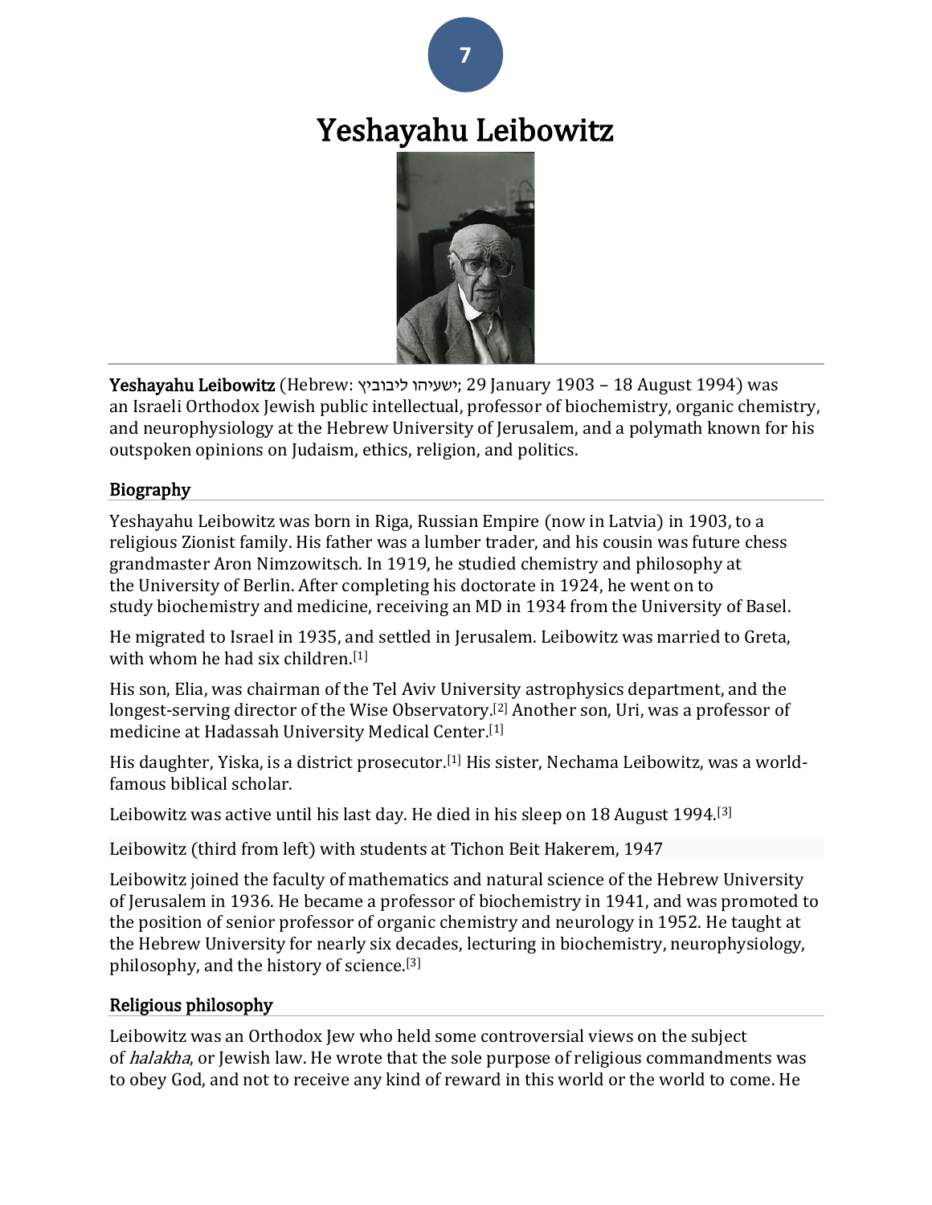# Yeshayahu Leibowitz

**Yeshayahu Leibowitz** (Hebrew: ישעיהו ליבוביץ; 29 January 1903 – 18 August 1994) was an Israeli Orthodox Jewish public intellectual, professor of biochemistry, organic chemistry, and neurophysiology at the Hebrew University of Jerusalem, and a polymath known for his outspoken opinions on Judaism, ethics, religion, and politics.

## Biography

Yeshayahu Leibowitz was born in Riga, Russian Empire (now in Latvia) in 1903, to a religious Zionist family. His father was a lumber trader, and his cousin was future chess grandmaster Aron Nimzowitsch. In 1919, he studied chemistry and philosophy at the University of Berlin. After completing his doctorate in 1924, he went on to study biochemistry and medicine, receiving an MD in 1934 from the University of Basel.

He migrated to Israel in 1935, and settled in Jerusalem. Leibowitz was married to Greta, with whom he had six children.[1]

His son, Elia, was chairman of the Tel Aviv University astrophysics department, and the longest-serving director of the Wise Observatory.[2] Another son, Uri, was a professor of medicine at Hadassah University Medical Center.[1]

His daughter, Yiska, is a district prosecutor.[1] His sister, Nechama Leibowitz, was a world-famous biblical scholar.

Leibowitz was active until his last day. He died in his sleep on 18 August 1994.[3]

Leibowitz (third from left) with students at Tichon Beit Hakerem, 1947

Leibowitz joined the faculty of mathematics and natural science of the Hebrew University of Jerusalem in 1936. He became a professor of biochemistry in 1941, and was promoted to the position of senior professor of organic chemistry and neurology in 1952. He taught at the Hebrew University for nearly six decades, lecturing in biochemistry, neurophysiology, philosophy, and the history of science.[3]

## Religious philosophy

Leibowitz was an Orthodox Jew who held some controversial views on the subject of *halakha*, or Jewish law. He wrote that the sole purpose of religious commandments was to obey God, and not to receive any kind of reward in this world or the world to come. He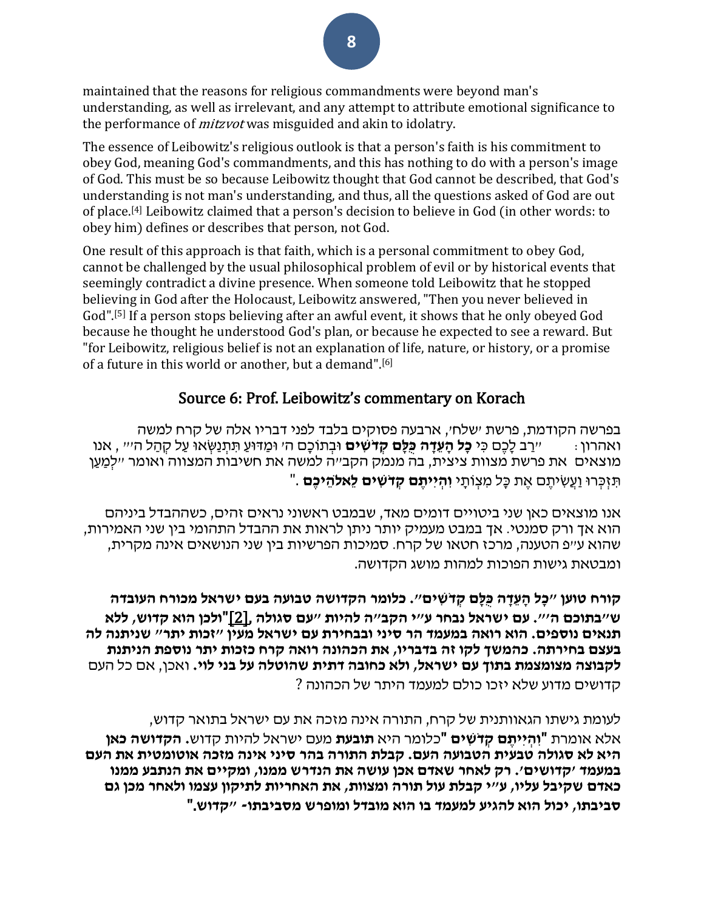maintained that the reasons for religious commandments were beyond man's understanding, as well as irrelevant, and any attempt to attribute emotional significance to the performance of *mitzvot* was misguided and akin to idolatry.

The essence of Leibowitz's religious outlook is that a person's faith is his commitment to obey God, meaning God's commandments, and this has nothing to do with a person's image of God. This must be so because Leibowitz thought that God cannot be described, that God's understanding is not man's understanding, and thus, all the questions asked of God are out of place.[4] Leibowitz claimed that a person's decision to believe in God (in other words: to obey him) defines or describes that person, not God.

One result of this approach is that faith, which is a personal commitment to obey God, cannot be challenged by the usual philosophical problem of evil or by historical events that seemingly contradict a divine presence. When someone told Leibowitz that he stopped believing in God after the Holocaust, Leibowitz answered, "Then you never believed in God".[5] If a person stops believing after an awful event, it shows that he only obeyed God because he thought he understood God's plan, or because he expected to see a reward. But "for Leibowitz, religious belief is not an explanation of life, nature, or history, or a promise of a future in this world or another, but a demand".[6]

## Source 6: Prof. Leibowitz's commentary on Korach

בפרשה הקודמת, פרשת 'שלח', ארבעה פסוקים בלבד לפני דבריו אלה של קרח למשה ואהרון: "רַב לָכֶם כִּי **כָל הָעֵדָה כֻּלָּם קְדֹשִׁים** וּבְתוֹכָם ה' וּמַדּוּעַ תִּתְנַשְּׂאוּ עַל קְהַל ה'" , אנו מוצאים את פרשת מצוות ציצית, בה מנמק הקב"ה למשה את חשיבות המצווה ואומר "לְמַעַן תִּזְכְּרוּ וַעֲשִׂיתֶם אֶת כָּל מִצְוֹתָי **וִהְיִיתֶם קְדֹשִׁים לֵאלֹהֵיכֶם** ."

אנו מוצאים כאן שני ביטויים דומים מאד, שבמבט ראשוני נראים זהים, כשההבדל ביניהם הוא אך ורק סמנטי. אך במבט מעמיק יותר ניתן לראות את ההבדל התהומי בין שני האמירות, שהוא ע"פ הטענה, מרכז חטאו של קרח. סמיכות הפרשיות בין שני הנושאים אינה מקרית, ומבטאת גישות הפוכות למהות מושג הקדושה.

**קורח טוען "כָל הָעֵדָה כֻּלָּם קְדֹשִׁים". כלומר הקדושה טבועה בעם ישראל מכורח העובדה ש"בתוכם ה'". עם ישראל נבחר ע"י הקב"ה להיות "עם סגולה ,[2]"ולכן הוא קדוש, ללא תנאים נוספים. הוא רואה במעמד הר סיני ובבחירת עם ישראל מעין "זכות יתר" שניתנה לה בעצם בחירתה. כהמשך לקו זה בדבריו, את הכהונה רואה קרח כזכות יתר נוספת הניתנת לקבוצה מצומצמת בתוך עם ישראל, ולא כחובה דתית שהוטלה על בני לוי.** ואכן, אם כל העם קדושים מדוע שלא יזכו כולם למעמד היתר של הכהונה ?

לעומת גישתו הגאוותנית של קרח, התורה אינה מזכה את עם ישראל בתואר קדוש, אלא אומרת **"וִהְיִיתֶם קְדֹשִׁים "**כלומר היא **תובעת** מעם ישראל להיות קדוש. **הקדושה כאן היא לא סגולה טבעית הטבועה העם. קבלת התורה בהר סיני אינה מזכה אוטומטית את העם במעמד 'קדושים'. רק לאחר שאדם אכן עושה את הנדרש ממנו, ומקיים את הנתבע ממנו כאדם שקיבל עליו, ע"י קבלת עול תורה ומצוות, את האחריות לתיקון עצמו ולאחר מכן גם סביבתו, יכול הוא להגיע למעמד בו הוא מובדל ומופרש מסביבתו- "קדוש."**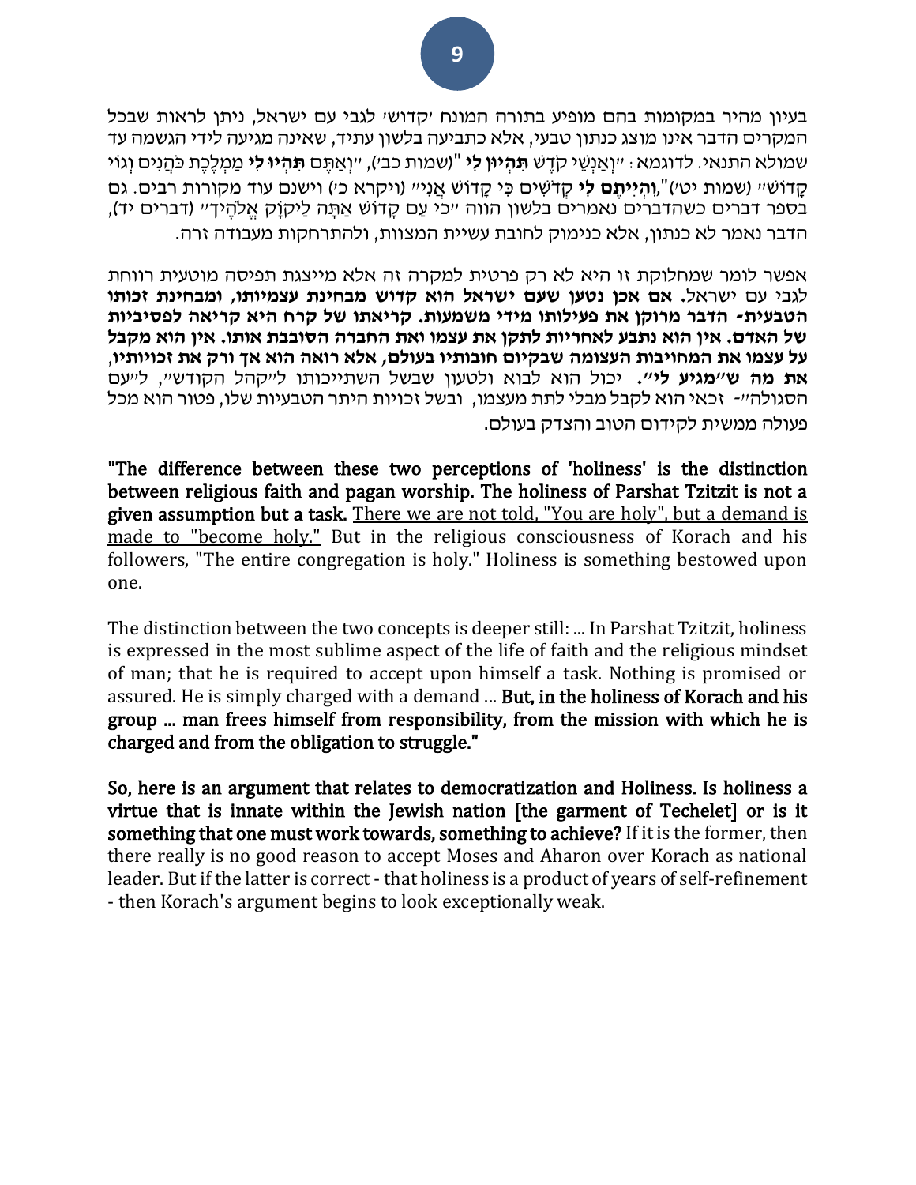בעיון מהיר במקומות בהם מופיע בתורה המונח 'קדוש' לגבי עם ישראל, ניתן לראות שבכל המקרים הדבר אינו מוצג כנתון טבעי, אלא כתביעה בלשון עתיד, שאינה מגיעה לידי הגשמה עד שמולא התנאי. לדוגמא: "וְאַנְשֵׁי קֹדֶשׁ **תִּהְיוּן לִי** "(שמות כב'), "וְאַתֶּם **תִּהְיוּ לִי** מַמְלֶכֶת כֹּהֲנִים וְגוֹי קָדוֹשׁ" (שמות יט')",**וִהְיִיתֶם לִי** קְדֹשִׁים כִּי קָדוֹשׁ אֲנִי" (ויקרא כ') וישנם עוד מקורות רבים. גם בספר דברים כשהדברים נאמרים בלשון הווה "כִּי עַם קָדוֹשׁ אַתָּה לַיקֹוָק אֱלֹהֶיךָ" (דברים יד), הדבר נאמר לא כנתון, אלא כנימוק לחובת עשיית המצוות, ולהתרחקות מעבודה זרה.

אפשר לומר שמחלוקת זו היא לא רק פרטית למקרה זה אלא מייצגת תפיסה מוטעית רווחת לגבי עם ישראל. **אם אכן נטען שעם ישראל הוא קדוש מבחינת עצמיותו, ומבחינת זכותו הטבעית- הדבר מרוקן את פעילותו מידי משמעות. קריאתו של קרח היא קריאה לפסיביות של האדם. אין הוא נתבע לאחריות לתקן את עצמו ואת החברה הסובבת אותו. אין הוא מקבל על עצמו את המחויבות העצומה שבקיום חובותיו בעולם, אלא רואה הוא אך ורק את זכויותיו, את מה ש"מגיע לי".** יכול הוא לבוא ולטעון שבשל השתייכותו ל"קהל הקודש", ל"עם הסגולה"- זכאי הוא לקבל מבלי לתת מעצמו, ובשל זכויות היתר הטבעיות שלו, פטור הוא מכל פעולה ממשית לקידום הטוב והצדק בעולם.

**"The difference between these two perceptions of 'holiness' is the distinction between religious faith and pagan worship. The holiness of Parshat Tzitzit is not a given assumption but a task.** <u>There we are not told, "You are holy", but a demand is made to "become holy."</u> But in the religious consciousness of Korach and his followers, "The entire congregation is holy." Holiness is something bestowed upon one.

The distinction between the two concepts is deeper still: ... In Parshat Tzitzit, holiness is expressed in the most sublime aspect of the life of faith and the religious mindset of man; that he is required to accept upon himself a task. Nothing is promised or assured. He is simply charged with a demand ... **But, in the holiness of Korach and his group ... man frees himself from responsibility, from the mission with which he is charged and from the obligation to struggle."**

**So, here is an argument that relates to democratization and Holiness. Is holiness a virtue that is innate within the Jewish nation [the garment of Techelet] or is it something that one must work towards, something to achieve?** If it is the former, then there really is no good reason to accept Moses and Aharon over Korach as national leader. But if the latter is correct - that holiness is a product of years of self-refinement - then Korach's argument begins to look exceptionally weak.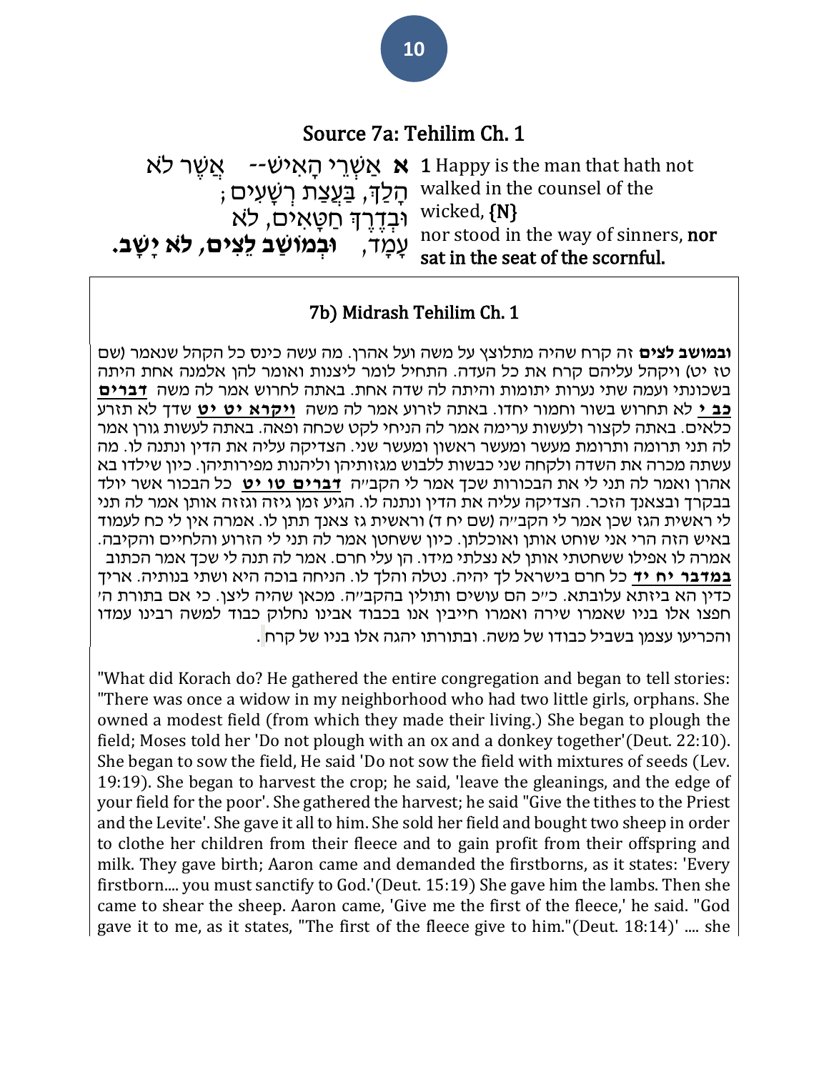## Source 7a: Tehilim Ch. 1

**א** אַשְׁרֵי הָאִישׁ-- אֲשֶׁר לֹא הָלַךְ, בַּעֲצַת רְשָׁעִים; וּבְדֶרֶךְ חַטָּאִים, לֹא עָמָד, **וּבְמוֹשַׁב לֵצִים, לֹא יָשָׁב.**

1 Happy is the man that hath not walked in the counsel of the wicked, {N}
nor stood in the way of sinners, **nor sat in the seat of the scornful.**

### 7b) Midrash Tehilim Ch. 1

**ובמושב לצים** זה קרח שהיה מתלוצץ על משה ועל אהרן. מה עשה כינס כל הקהל שנאמר (שם טז יט) ויקהל עליהם קרח את כל העדה. התחיל לומר ליצנות ואומר להן אלמנה אחת היתה בשכונתי ועמה שתי נערות יתומות והיתה לה שדה אחת. באתה לחרוש אמר לה משה **<u>דברים כב י</u>** לא תחרוש בשור וחמור יחדו. באתה לזרוע אמר לה משה **<u>ויקרא יט יט</u>** שדך לא תזרע כלאים. באתה לקצור ולעשות ערימה אמר לה הניחי לקט שכחה ופאה. באתה לעשות גורן אמר לה תני תרומה ותרומת מעשר ומעשר ראשון ומעשר שני. הצדיקה עליה את הדין ונתנה לו. מה עשתה מכרה את השדה ולקחה שני כבשות ללבוש מגזותיהן וליהנות מפירותיהן. כיון שילדו בא אהרן ואמר לה תני לי את הבכורות שכך אמר לי הקב"ה **<u>דברים טו יט</u>** כל הבכור אשר יולד בבקרך ובצאנך הזכר. הצדיקה עליה את הדין ונתנה לו. הגיע זמן גיזה וגזזה אותן אמר לה תני לי ראשית הגז שכן אמר לי הקב"ה (שם יח ד) וראשית גז צאנך תתן לו. אמרה אין לי כח לעמוד באיש הזה הרי אני שוחט אותן ואוכלתן. כיון ששחטן אמר לה תני לי הזרוע והלחיים והקיבה. אמרה לו אפילו ששחטתי אותן לא נצלתי מידו. הן עלי חרם. אמר לה תנה לי שכך אמר הכתוב **<u>במדבר יח יד</u>** כל חרם בישראל לך יהיה. נטלה והלך לו. הניחה בוכה היא ושתי בנותיה. אריך כדין הא ביזתא עלובתא. כ"כ הם עושים ותולין בהקב"ה. מכאן שהיה ליצן. כי אם בתורת ה' חפצו אלו בניו שאמרו שירה ואמרו חייבין אנו בכבוד אבינו נחלוק כבוד למשה רבינו עמדו והכריעו עצמן בשביל כבודו של משה. ובתורתו יהגה אלו בניו של קרח.

"What did Korach do? He gathered the entire congregation and began to tell stories: "There was once a widow in my neighborhood who had two little girls, orphans. She owned a modest field (from which they made their living.) She began to plough the field; Moses told her 'Do not plough with an ox and a donkey together'(Deut. 22:10). She began to sow the field, He said 'Do not sow the field with mixtures of seeds (Lev. 19:19). She began to harvest the crop; he said, 'leave the gleanings, and the edge of your field for the poor'. She gathered the harvest; he said "Give the tithes to the Priest and the Levite'. She gave it all to him. She sold her field and bought two sheep in order to clothe her children from their fleece and to gain profit from their offspring and milk. They gave birth; Aaron came and demanded the firstborns, as it states: 'Every firstborn.... you must sanctify to God.'(Deut. 15:19) She gave him the lambs. Then she came to shear the sheep. Aaron came, 'Give me the first of the fleece,' he said. "God gave it to me, as it states, "The first of the fleece give to him."(Deut. 18:14)' .... she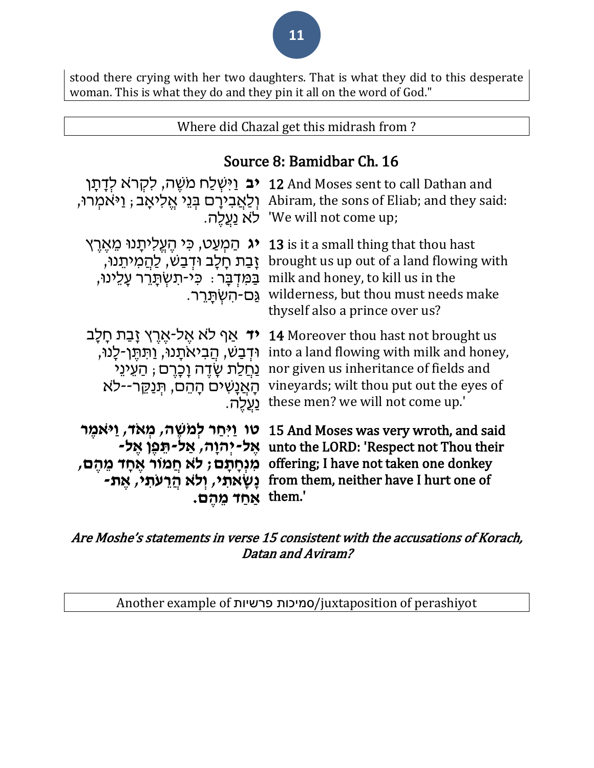stood there crying with her two daughters. That is what they did to this desperate woman. This is what they do and they pin it all on the word of God."

Where did Chazal get this midrash from ?

## Source 8: Bamidbar Ch. 16

| | |
|---|---|
| **יב** וַיִּשְׁלַח מֹשֶׁה, לִקְרֹא לְדָתָן וְלַאֲבִירָם בְּנֵי אֱלִיאָב; וַיֹּאמְרוּ, לֹא נַעֲלֶה. | 12 And Moses sent to call Dathan and Abiram, the sons of Eliab; and they said: 'We will not come up; |
| **יג** הַמְעַט, כִּי הֶעֱלִיתָנוּ מֵאֶרֶץ זָבַת חָלָב וּדְבַשׁ, לַהֲמִיתֵנוּ, בַּמִּדְבָּר: כִּי-תִשְׂתָּרֵר עָלֵינוּ, גַּם-הִשְׂתָּרֵר. | 13 is it a small thing that thou hast brought us up out of a land flowing with milk and honey, to kill us in the wilderness, but thou must needs make thyself also a prince over us? |
| **יד** אַף לֹא אֶל-אֶרֶץ זָבַת חָלָב וּדְבַשׁ, הֲבִיאֹתָנוּ, וַתִּתֶּן-לָנוּ, נַחֲלַת שָׂדֶה וָכָרֶם; הַעֵינֵי הָאֲנָשִׁים הָהֵם, תְּנַקֵּר--לֹא נַעֲלֶה. | 14 Moreover thou hast not brought us into a land flowing with milk and honey, nor given us inheritance of fields and vineyards; wilt thou put out the eyes of these men? we will not come up.' |
| **טו וַיִּחַר לְמֹשֶׁה, מְאֹד, וַיֹּאמֶר אֶל-יְהוָה, אַל-תֵּפֶן אֶל-מִנְחָתָם; לֹא חֲמוֹר אֶחָד מֵהֶם, נָשָׂאתִי, וְלֹא הֲרֵעֹתִי, אֶת-אַחַד מֵהֶם.** | **15 And Moses was very wroth, and said unto the LORD: 'Respect not Thou their offering; I have not taken one donkey from them, neither have I hurt one of them.'** |

*Are Moshe's statements in verse 15 consistent with the accusations of Korach, Datan and Aviram?*

Another example of סמיכות פרשיות/juxtaposition of perashiyot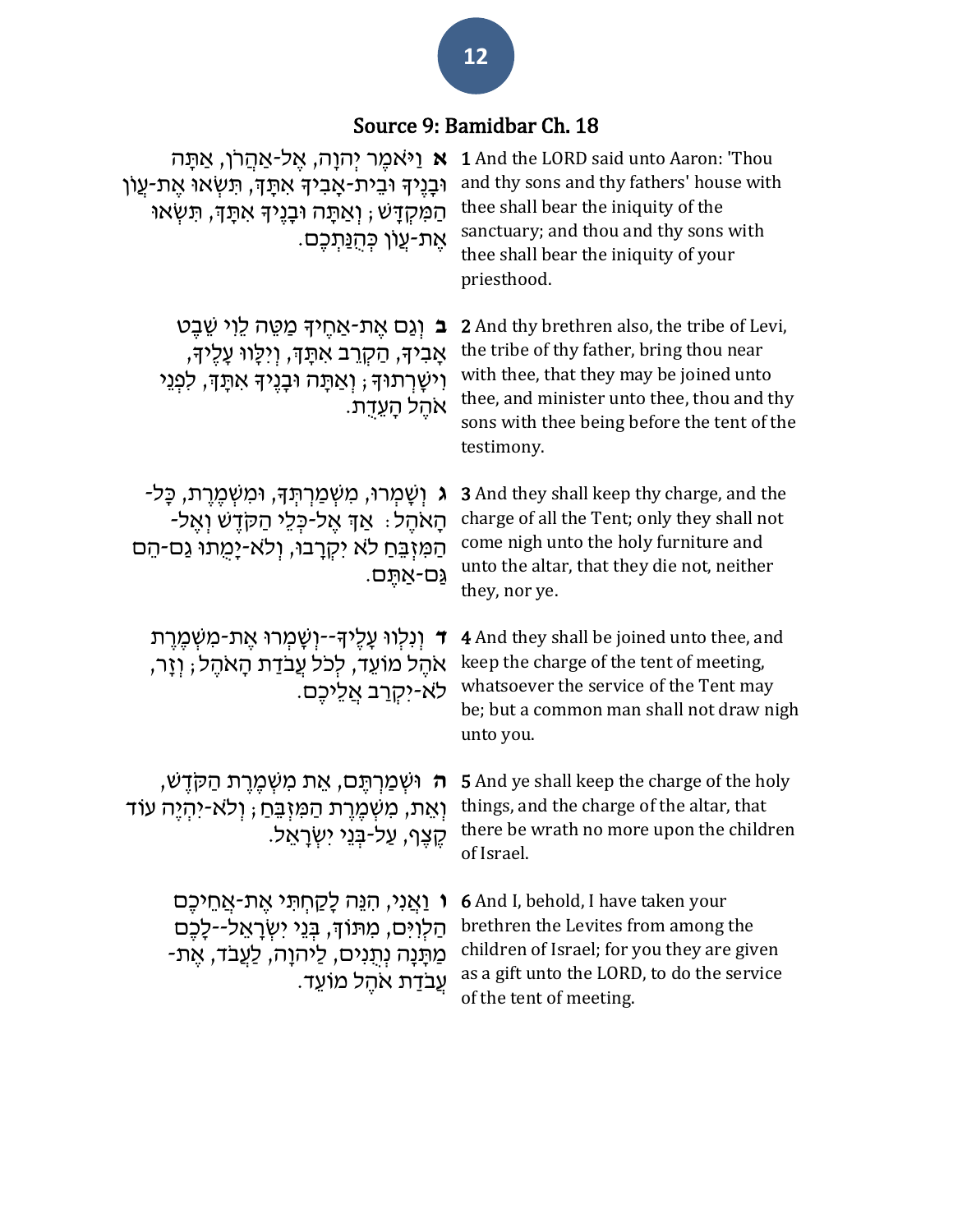## Source 9: Bamidbar Ch. 18

| | |
|---|---|
| **א** וַיֹּאמֶר יְהוָה, אֶל-אַהֲרֹן, אַתָּה וּבָנֶיךָ וּבֵית-אָבִיךָ אִתָּךְ, תִּשְׂאוּ אֶת-עֲוֹן הַמִּקְדָּשׁ; וְאַתָּה וּבָנֶיךָ אִתָּךְ, תִּשְׂאוּ אֶת-עֲוֹן כְּהֻנַּתְכֶם. | **1** And the LORD said unto Aaron: 'Thou and thy sons and thy fathers' house with thee shall bear the iniquity of the sanctuary; and thou and thy sons with thee shall bear the iniquity of your priesthood. |
| **ב** וְגַם אֶת-אַחֶיךָ מַטֵּה לֵוִי שֵׁבֶט אָבִיךָ, הַקְרֵב אִתָּךְ, וְיִלָּווּ עָלֶיךָ, וִישָׁרְתוּךָ; וְאַתָּה וּבָנֶיךָ אִתָּךְ, לִפְנֵי אֹהֶל הָעֵדֻת. | **2** And thy brethren also, the tribe of Levi, the tribe of thy father, bring thou near with thee, that they may be joined unto thee, and minister unto thee, thou and thy sons with thee being before the tent of the testimony. |
| **ג** וְשָׁמְרוּ, מִשְׁמַרְתְּךָ, וּמִשְׁמֶרֶת, כָּל-הָאֹהֶל: אַךְ אֶל-כְּלֵי הַקֹּדֶשׁ וְאֶל-הַמִּזְבֵּחַ לֹא יִקְרָבוּ, וְלֹא-יָמֻתוּ גַם-הֵם גַּם-אַתֶּם. | **3** And they shall keep thy charge, and the charge of all the Tent; only they shall not come nigh unto the holy furniture and unto the altar, that they die not, neither they, nor ye. |
| **ד** וְנִלְווּ עָלֶיךָ--וְשָׁמְרוּ אֶת-מִשְׁמֶרֶת אֹהֶל מוֹעֵד, לְכֹל עֲבֹדַת הָאֹהֶל; וְזָר, לֹא-יִקְרַב אֲלֵיכֶם. | **4** And they shall be joined unto thee, and keep the charge of the tent of meeting, whatsoever the service of the Tent may be; but a common man shall not draw nigh unto you. |
| **ה** וּשְׁמַרְתֶּם, אֵת מִשְׁמֶרֶת הַקֹּדֶשׁ, וְאֵת, מִשְׁמֶרֶת הַמִּזְבֵּחַ; וְלֹא-יִהְיֶה עוֹד קֶצֶף, עַל-בְּנֵי יִשְׂרָאֵל. | **5** And ye shall keep the charge of the holy things, and the charge of the altar, that there be wrath no more upon the children of Israel. |
| **ו** וַאֲנִי, הִנֵּה לָקַחְתִּי אֶת-אֲחֵיכֶם הַלְוִיִּם, מִתּוֹךְ, בְּנֵי יִשְׂרָאֵל--לָכֶם מַתָּנָה נְתֻנִים, לַיהוָה, לַעֲבֹד, אֶת-עֲבֹדַת אֹהֶל מוֹעֵד. | **6** And I, behold, I have taken your brethren the Levites from among the children of Israel; for you they are given as a gift unto the LORD, to do the service of the tent of meeting. |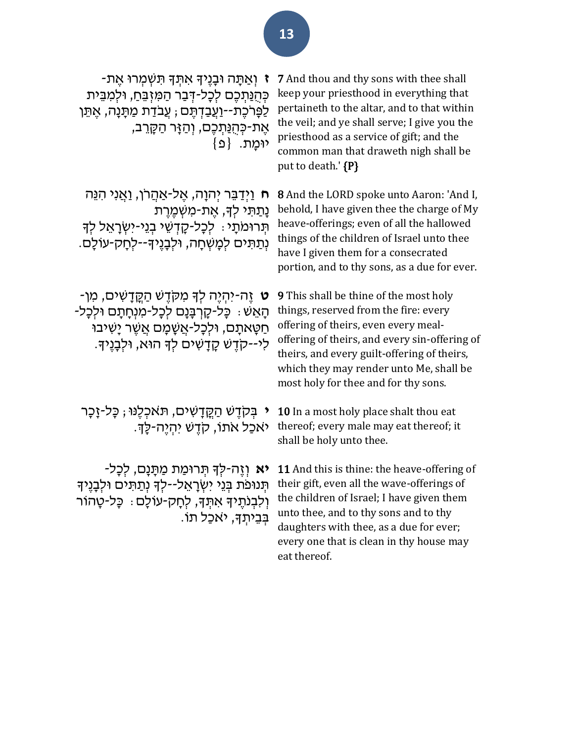| | |
|---|---|
| **ז** וְאַתָּה וּבָנֶיךָ אִתְּךָ תִּשְׁמְרוּ אֶת-כְּהֻנַּתְכֶם לְכָל-דְּבַר הַמִּזְבֵּחַ, וּלְמִבֵּית לַפָּרֹכֶת--וַעֲבַדְתֶּם; עֲבֹדַת מַתָּנָה, אֶתֵּן אֶת-כְּהֻנַּתְכֶם, וְהַזָּר הַקָּרֵב, יוּמָת. {פ} | **7** And thou and thy sons with thee shall keep your priesthood in everything that pertaineth to the altar, and to that within the veil; and ye shall serve; I give you the priesthood as a service of gift; and the common man that draweth nigh shall be put to death.' **{P}** |
| **ח** וַיְדַבֵּר יְהוָה, אֶל-אַהֲרֹן, וַאֲנִי הִנֵּה נָתַתִּי לְךָ, אֶת-מִשְׁמֶרֶת תְּרוּמֹתָי: לְכָל-קָדְשֵׁי בְנֵי-יִשְׂרָאֵל לְךָ נְתַתִּים לְמָשְׁחָה, וּלְבָנֶיךָ--לְחָק-עוֹלָם. | **8** And the LORD spoke unto Aaron: 'And I, behold, I have given thee the charge of My heave-offerings; even of all the hallowed things of the children of Israel unto thee have I given them for a consecrated portion, and to thy sons, as a due for ever. |
| **ט** זֶה-יִהְיֶה לְךָ מִקֹּדֶשׁ הַקֳּדָשִׁים, מִן-הָאֵשׁ: כָּל-קָרְבָּנָם לְכָל-מִנְחָתָם וּלְכָל-חַטָּאתָם, וּלְכָל-אֲשָׁמָם אֲשֶׁר יָשִׁיבוּ לִי--קֹדֶשׁ קָדָשִׁים לְךָ הוּא, וּלְבָנֶיךָ. | **9** This shall be thine of the most holy things, reserved from the fire: every offering of theirs, even every meal-offering of theirs, and every sin-offering of theirs, and every guilt-offering of theirs, which they may render unto Me, shall be most holy for thee and for thy sons. |
| **י** בְּקֹדֶשׁ הַקֳּדָשִׁים, תֹּאכְלֶנּוּ; כָּל-זָכָר יֹאכַל אֹתוֹ, קֹדֶשׁ יִהְיֶה-לָּךְ. | **10** In a most holy place shalt thou eat thereof; every male may eat thereof; it shall be holy unto thee. |
| **יא** וְזֶה-לְּךָ תְּרוּמַת מַתָּנָם, לְכָל-תְּנוּפֹת בְּנֵי יִשְׂרָאֵל--לְךָ נְתַתִּים וּלְבָנֶיךָ וְלִבְנֹתֶיךָ אִתְּךָ, לְחָק-עוֹלָם: כָּל-טָהוֹר בְּבֵיתְךָ, יֹאכַל תוֹ. | **11** And this is thine: the heave-offering of their gift, even all the wave-offerings of the children of Israel; I have given them unto thee, and to thy sons and to thy daughters with thee, as a due for ever; every one that is clean in thy house may eat thereof. |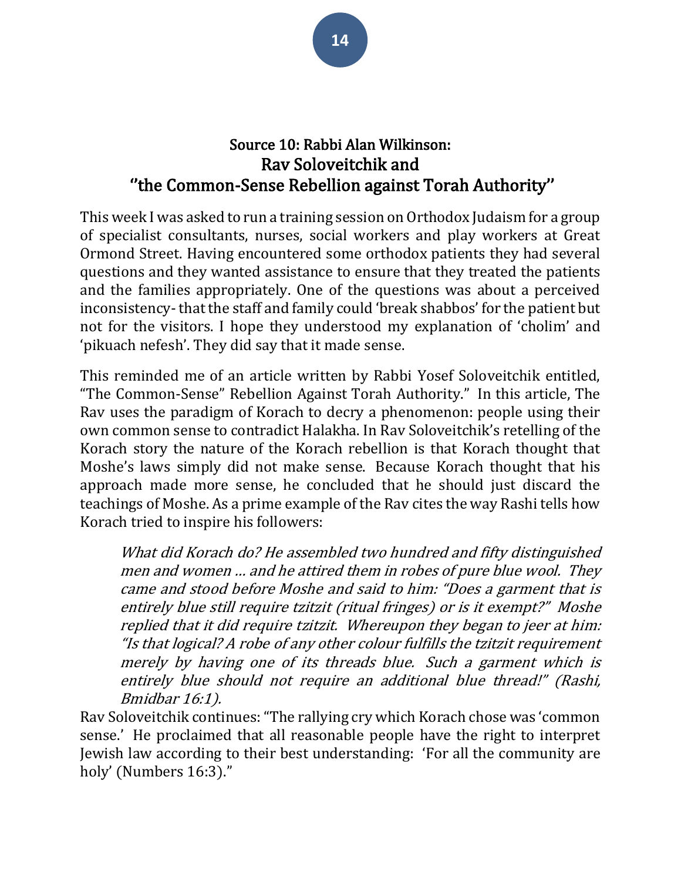## Source 10: Rabbi Alan Wilkinson:
## Rav Soloveitchik and ''the Common-Sense Rebellion against Torah Authority''

This week I was asked to run a training session on Orthodox Judaism for a group of specialist consultants, nurses, social workers and play workers at Great Ormond Street. Having encountered some orthodox patients they had several questions and they wanted assistance to ensure that they treated the patients and the families appropriately. One of the questions was about a perceived inconsistency- that the staff and family could 'break shabbos' for the patient but not for the visitors. I hope they understood my explanation of 'cholim' and 'pikuach nefesh'. They did say that it made sense.

This reminded me of an article written by Rabbi Yosef Soloveitchik entitled, "The Common-Sense" Rebellion Against Torah Authority." In this article, The Rav uses the paradigm of Korach to decry a phenomenon: people using their own common sense to contradict Halakha. In Rav Soloveitchik's retelling of the Korach story the nature of the Korach rebellion is that Korach thought that Moshe's laws simply did not make sense. Because Korach thought that his approach made more sense, he concluded that he should just discard the teachings of Moshe. As a prime example of the Rav cites the way Rashi tells how Korach tried to inspire his followers:

> *What did Korach do? He assembled two hundred and fifty distinguished men and women … and he attired them in robes of pure blue wool. They came and stood before Moshe and said to him: "Does a garment that is entirely blue still require tzitzit (ritual fringes) or is it exempt?" Moshe replied that it did require tzitzit. Whereupon they began to jeer at him: "Is that logical? A robe of any other colour fulfills the tzitzit requirement merely by having one of its threads blue. Such a garment which is entirely blue should not require an additional blue thread!" (Rashi, Bmidbar 16:1).*

Rav Soloveitchik continues: "The rallying cry which Korach chose was 'common sense.' He proclaimed that all reasonable people have the right to interpret Jewish law according to their best understanding: 'For all the community are holy' (Numbers 16:3)."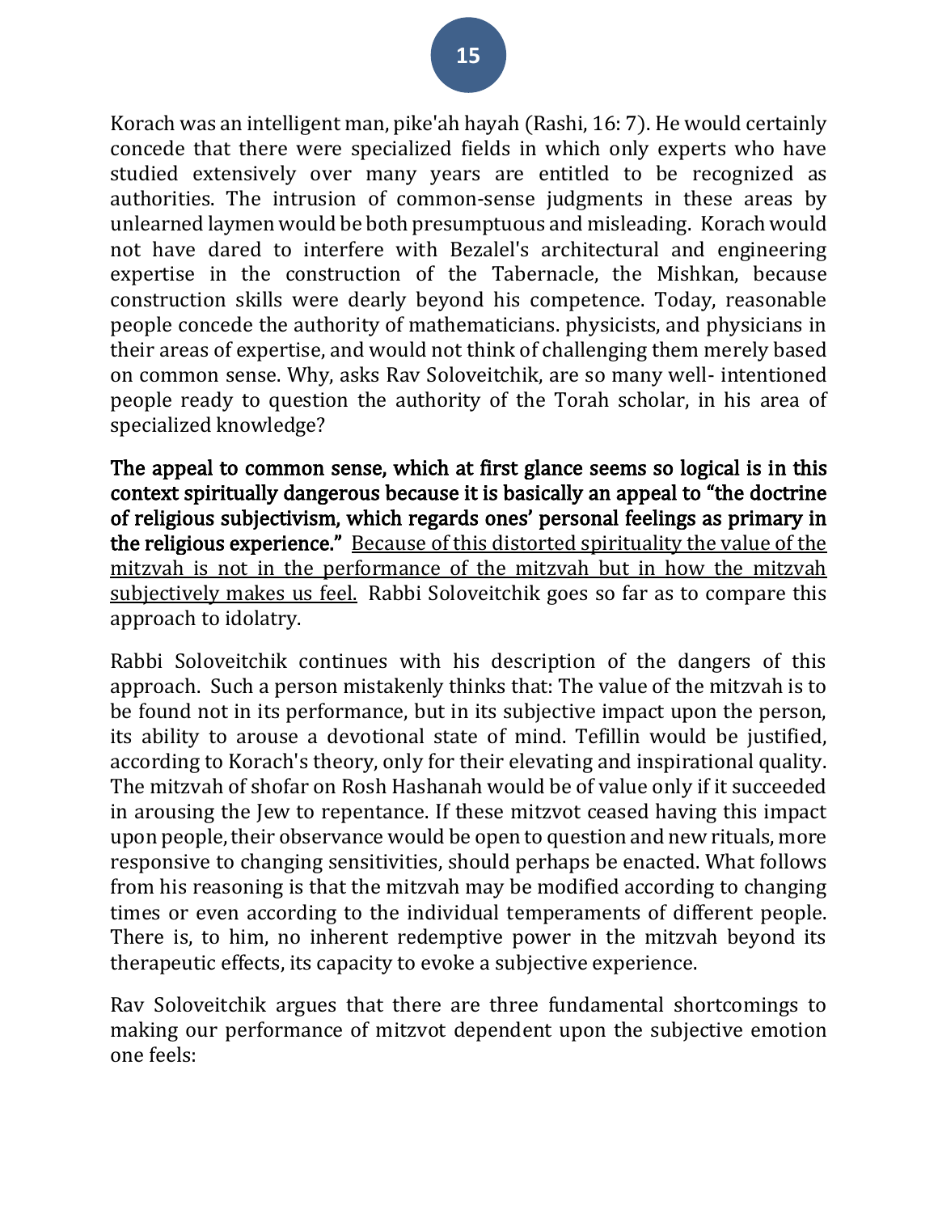Korach was an intelligent man, pike'ah hayah (Rashi, 16: 7). He would certainly concede that there were specialized fields in which only experts who have studied extensively over many years are entitled to be recognized as authorities. The intrusion of common-sense judgments in these areas by unlearned laymen would be both presumptuous and misleading. Korach would not have dared to interfere with Bezalel's architectural and engineering expertise in the construction of the Tabernacle, the Mishkan, because construction skills were dearly beyond his competence. Today, reasonable people concede the authority of mathematicians. physicists, and physicians in their areas of expertise, and would not think of challenging them merely based on common sense. Why, asks Rav Soloveitchik, are so many well- intentioned people ready to question the authority of the Torah scholar, in his area of specialized knowledge?

**The appeal to common sense, which at first glance seems so logical is in this context spiritually dangerous because it is basically an appeal to "the doctrine of religious subjectivism, which regards ones' personal feelings as primary in the religious experience."** <u>Because of this distorted spirituality the value of the mitzvah is not in the performance of the mitzvah but in how the mitzvah subjectively makes us feel.</u> Rabbi Soloveitchik goes so far as to compare this approach to idolatry.

Rabbi Soloveitchik continues with his description of the dangers of this approach. Such a person mistakenly thinks that: The value of the mitzvah is to be found not in its performance, but in its subjective impact upon the person, its ability to arouse a devotional state of mind. Tefillin would be justified, according to Korach's theory, only for their elevating and inspirational quality. The mitzvah of shofar on Rosh Hashanah would be of value only if it succeeded in arousing the Jew to repentance. If these mitzvot ceased having this impact upon people, their observance would be open to question and new rituals, more responsive to changing sensitivities, should perhaps be enacted. What follows from his reasoning is that the mitzvah may be modified according to changing times or even according to the individual temperaments of different people. There is, to him, no inherent redemptive power in the mitzvah beyond its therapeutic effects, its capacity to evoke a subjective experience.

Rav Soloveitchik argues that there are three fundamental shortcomings to making our performance of mitzvot dependent upon the subjective emotion one feels: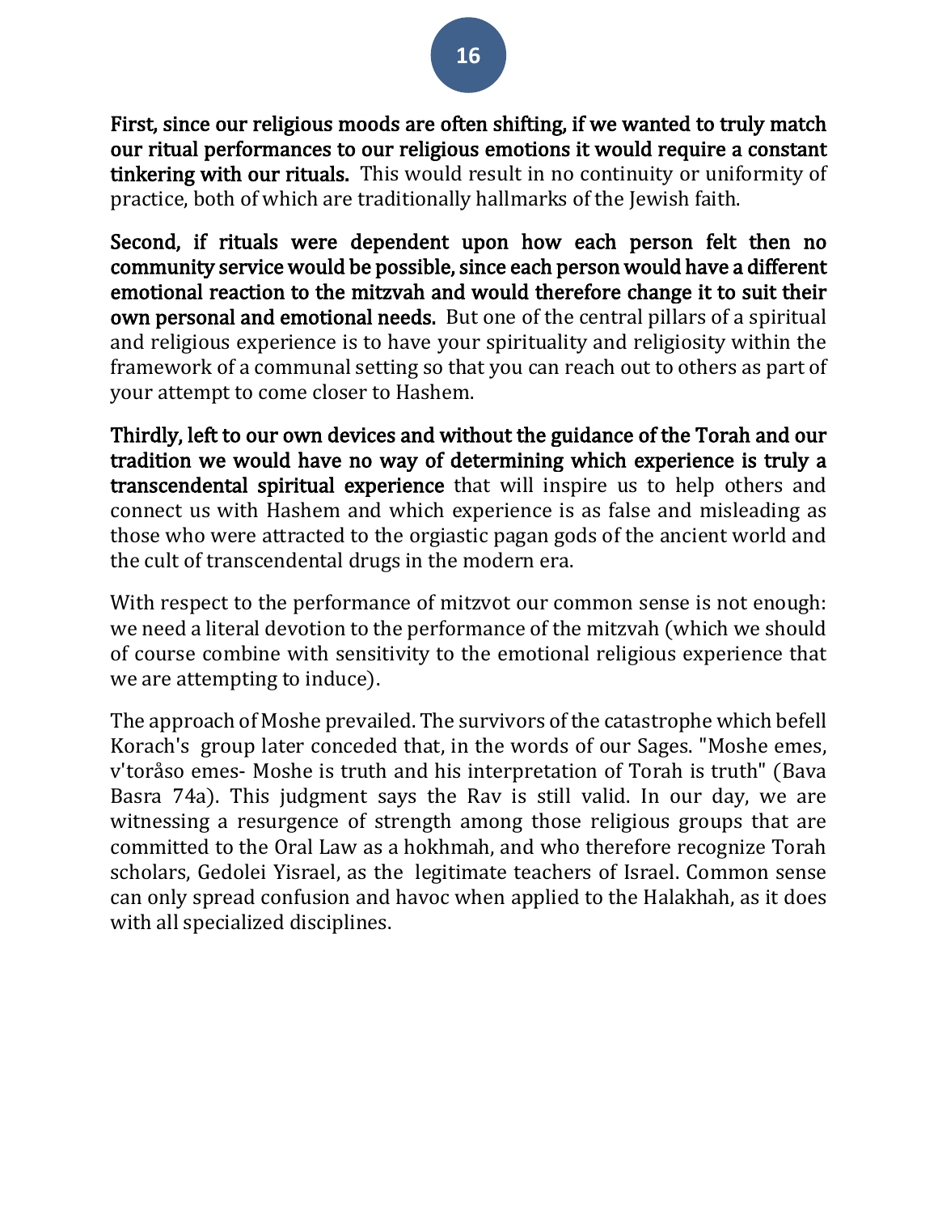**First, since our religious moods are often shifting, if we wanted to truly match our ritual performances to our religious emotions it would require a constant tinkering with our rituals.** This would result in no continuity or uniformity of practice, both of which are traditionally hallmarks of the Jewish faith.

**Second, if rituals were dependent upon how each person felt then no community service would be possible, since each person would have a different emotional reaction to the mitzvah and would therefore change it to suit their own personal and emotional needs.** But one of the central pillars of a spiritual and religious experience is to have your spirituality and religiosity within the framework of a communal setting so that you can reach out to others as part of your attempt to come closer to Hashem.

**Thirdly, left to our own devices and without the guidance of the Torah and our tradition we would have no way of determining which experience is truly a transcendental spiritual experience** that will inspire us to help others and connect us with Hashem and which experience is as false and misleading as those who were attracted to the orgiastic pagan gods of the ancient world and the cult of transcendental drugs in the modern era.

With respect to the performance of mitzvot our common sense is not enough: we need a literal devotion to the performance of the mitzvah (which we should of course combine with sensitivity to the emotional religious experience that we are attempting to induce).

The approach of Moshe prevailed. The survivors of the catastrophe which befell Korach's group later conceded that, in the words of our Sages. "Moshe emes, v'toråso emes- Moshe is truth and his interpretation of Torah is truth" (Bava Basra 74a). This judgment says the Rav is still valid. In our day, we are witnessing a resurgence of strength among those religious groups that are committed to the Oral Law as a hokhmah, and who therefore recognize Torah scholars, Gedolei Yisrael, as the legitimate teachers of Israel. Common sense can only spread confusion and havoc when applied to the Halakhah, as it does with all specialized disciplines.